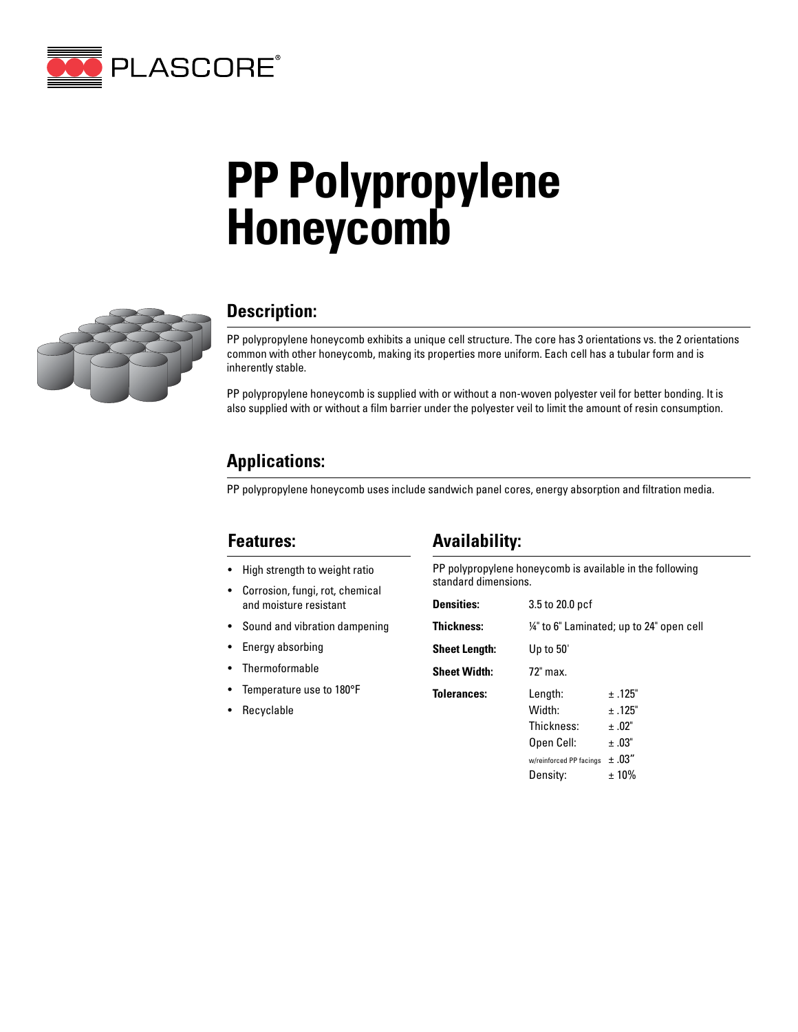PLASCORE®

# PP Polypropylene Honeycomb

## Description:

PP polypropylene honeycomb exhibits a unique cell structure. The core has 3 orientations vs. the 2 orientations common with other honeycomb, making its properties more uniform. Each cell has a tubular form and is inherently stable.

PP polypropylene honeycomb is supplied with or without a non-woven polyester veil for better bonding. It is also supplied with or without a film barrier under the polyester veil to limit the amount of resin consumption.

## Applications:

PP polypropylene honeycomb uses include sandwich panel cores, energy absorption and filtration media.

## Features:

- High strength to weight ratio
- Corrosion, fungi, rot, chemical and moisture resistant
- Sound and vibration dampening
- Energy absorbing
- Thermoformable
- Temperature use to 180°F
- Recyclable

## Availability:

PP polypropylene honeycomb is available in the following standard dimensions.

| | | |
|---|---|---|
| **Densities:** | 3.5 to 20.0 pcf | |
| **Thickness:** | ¼" to 6" Laminated; up to 24" open cell | |
| **Sheet Length:** | Up to 50' | |
| **Sheet Width:** | 72" max. | |
| **Tolerances:** | Length: | ± .125" |
| | Width: | ± .125" |
| | Thickness: | ± .02" |
| | Open Cell: | ± .03" |
| | w/reinforced PP facings | ± .03" |
| | Density: | ± 10% |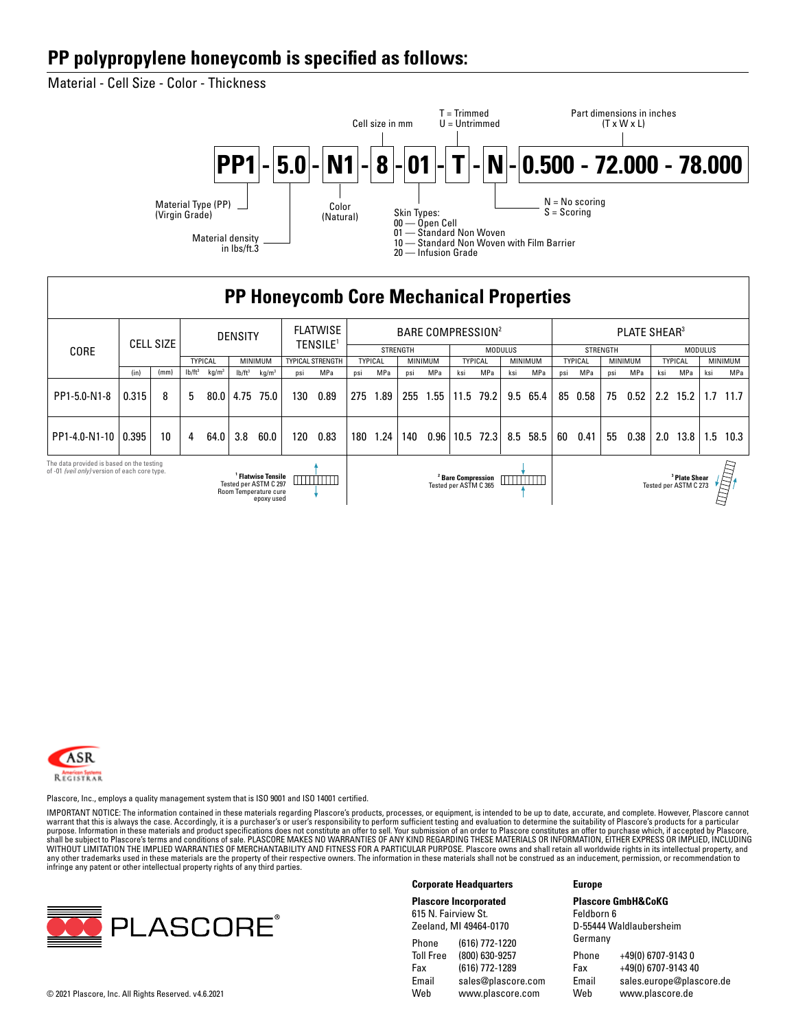## PP polypropylene honeycomb is specified as follows:

Material - Cell Size - Color - Thickness

**PP1 - 5.0 - N1 - 8 - 01 - T - N - 0.500 - 72.000 - 78.000**

- PP1: Material Type (PP) (Virgin Grade)
- 5.0: Material density in lbs/ft.3
- N1: Color (Natural)
- 8: Cell size in mm
- 01: Skin Types:
  - 00 — Open Cell
  - 01 — Standard Non Woven
  - 10 — Standard Non Woven with Film Barrier
  - 20 — Infusion Grade
- T: T = Trimmed, U = Untrimmed
- N: N = No scoring, S = Scoring
- 0.500 - 72.000 - 78.000: Part dimensions in inches (T x W x L)

## PP Honeycomb Core Mechanical Properties

| CORE | CELL SIZE | | DENSITY | | | | FLATWISE TENSILE[1] | | BARE COMPRESSION[2] | | | | | | | | PLATE SHEAR[3] | | | | | | | |
|---|---|---|---|---|---|---|---|---|---|---|---|---|---|---|---|---|---|---|---|---|---|---|---|---|
| | | | | | | | | | STRENGTH | | | | MODULUS | | | | STRENGTH | | | | MODULUS | | | |
| | | | TYPICAL | | MINIMUM | | TYPICAL STRENGTH | | TYPICAL | | MINIMUM | | TYPICAL | | MINIMUM | | TYPICAL | | MINIMUM | | TYPICAL | | MINIMUM | |
| | (in) | (mm) | lb/ft³ | kg/m³ | lb/ft³ | kg/m³ | psi | MPa | psi | MPa | psi | MPa | ksi | MPa | ksi | MPa | psi | MPa | psi | MPa | ksi | MPa | ksi | MPa |
| PP1-5.0-N1-8 | 0.315 | 8 | 5 | 80.0 | 4.75 | 75.0 | 130 | 0.89 | 275 | 1.89 | 255 | 1.55 | 11.5 | 79.2 | 9.5 | 65.4 | 85 | 0.58 | 75 | 0.52 | 2.2 | 15.2 | 1.7 | 11.7 |
| PP1-4.0-N1-10 | 0.395 | 10 | 4 | 64.0 | 3.8 | 60.0 | 120 | 0.83 | 180 | 1.24 | 140 | 0.96 | 10.5 | 72.3 | 8.5 | 58.5 | 60 | 0.41 | 55 | 0.38 | 2.0 | 13.8 | 1.5 | 10.3 |

The data provided is based on the testing of -01 *(veil only)* version of each core type.

[1] **Flatwise Tensile** Tested per ASTM C 297 Room Temperature cure epoxy used

[2] **Bare Compression** Tested per ASTM C 365

[3] **Plate Shear** Tested per ASTM C 273

Plascore, Inc., employs a quality management system that is ISO 9001 and ISO 14001 certified.

IMPORTANT NOTICE: The information contained in these materials regarding Plascore's products, processes, or equipment, is intended to be up to date, accurate, and complete. However, Plascore cannot warrant that this is always the case. Accordingly, it is a purchaser's or user's responsibility to perform sufficient testing and evaluation to determine the suitability of Plascore's products for a particular purpose. Information in these materials and product specifications does not constitute an offer to sell. Your submission of an order to Plascore constitutes an offer to purchase which, if accepted by Plascore, shall be subject to Plascore's terms and conditions of sale. PLASCORE MAKES NO WARRANTIES OF ANY KIND REGARDING THESE MATERIALS OR INFORMATION, EITHER EXPRESS OR IMPLIED, INCLUDING WITHOUT LIMITATION THE IMPLIED WARRANTIES OF MERCHANTABILITY AND FITNESS FOR A PARTICULAR PURPOSE. Plascore owns and shall retain all worldwide rights in its intellectual property, and any other trademarks used in these materials are the property of their respective owners. The information in these materials shall not be construed as an inducement, permission, or recommendation to infringe any patent or other intellectual property rights of any third parties.

**Corporate Headquarters**

**Plascore Incorporated**
615 N. Fairview St.
Zeeland, MI 49464-0170

Phone (616) 772-1220
Toll Free (800) 630-9257
Fax (616) 772-1289
Email sales@plascore.com
Web www.plascore.com

**Europe**

**Plascore GmbH&CoKG**
Feldborn 6
D-55444 Waldlaubersheim
Germany

Phone +49(0) 6707-9143 0
Fax +49(0) 6707-9143 40
Email sales.europe@plascore.de
Web www.plascore.de

© 2021 Plascore, Inc. All Rights Reserved. v4.6.2021